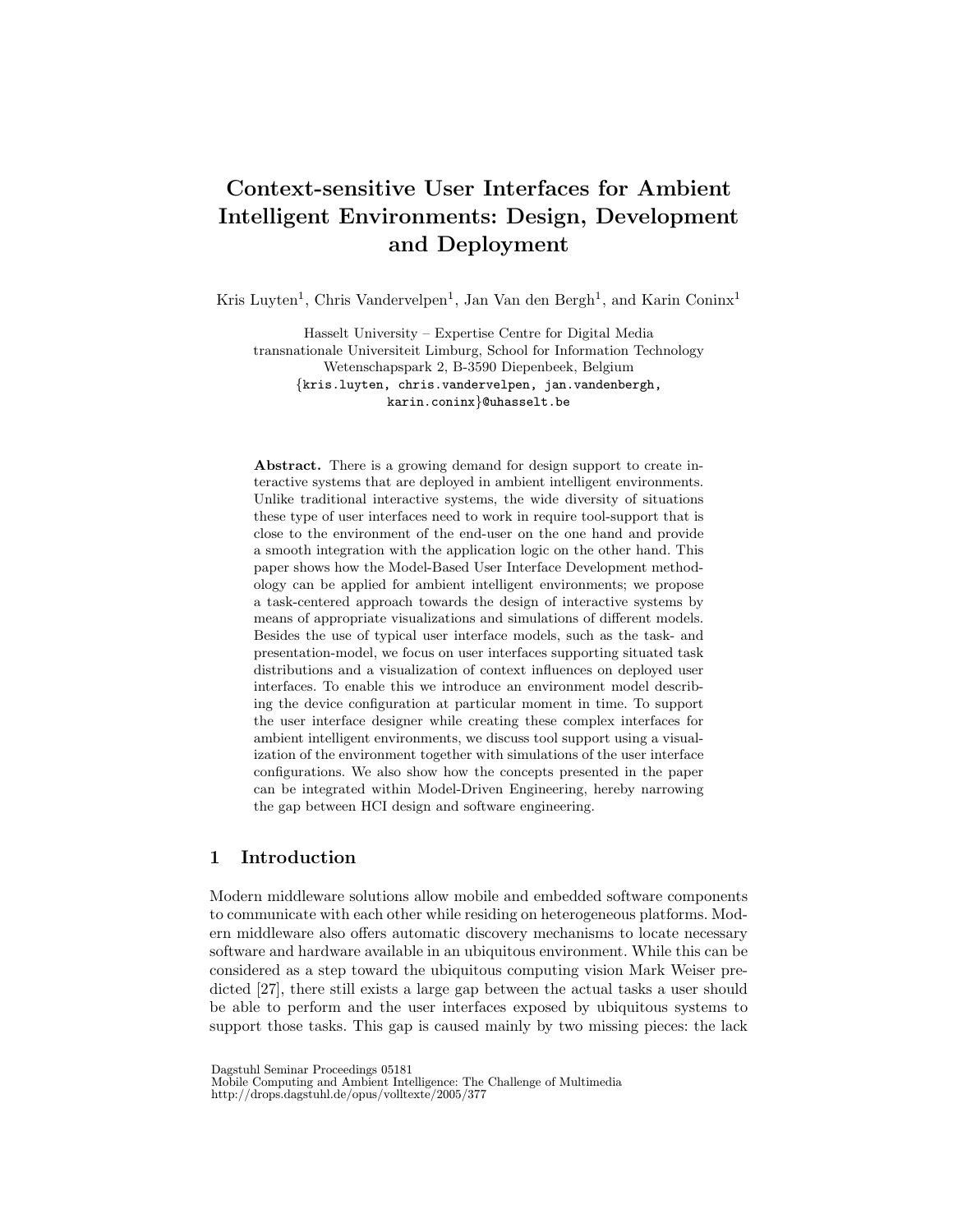# Context-sensitive User Interfaces for Ambient Intelligent Environments: Design, Development and Deployment

Kris Luyten[1], Chris Vandervelpen[1], Jan Van den Bergh[1], and Karin Coninx[1]

Hasselt University – Expertise Centre for Digital Media
transnationale Universiteit Limburg, School for Information Technology
Wetenschapspark 2, B-3590 Diepenbeek, Belgium
{kris.luyten, chris.vandervelpen, jan.vandenbergh, karin.coninx}@uhasselt.be

**Abstract.** There is a growing demand for design support to create interactive systems that are deployed in ambient intelligent environments. Unlike traditional interactive systems, the wide diversity of situations these type of user interfaces need to work in require tool-support that is close to the environment of the end-user on the one hand and provide a smooth integration with the application logic on the other hand. This paper shows how the Model-Based User Interface Development methodology can be applied for ambient intelligent environments; we propose a task-centered approach towards the design of interactive systems by means of appropriate visualizations and simulations of different models. Besides the use of typical user interface models, such as the task- and presentation-model, we focus on user interfaces supporting situated task distributions and a visualization of context influences on deployed user interfaces. To enable this we introduce an environment model describing the device configuration at particular moment in time. To support the user interface designer while creating these complex interfaces for ambient intelligent environments, we discuss tool support using a visualization of the environment together with simulations of the user interface configurations. We also show how the concepts presented in the paper can be integrated within Model-Driven Engineering, hereby narrowing the gap between HCI design and software engineering.

## 1 Introduction

Modern middleware solutions allow mobile and embedded software components to communicate with each other while residing on heterogeneous platforms. Modern middleware also offers automatic discovery mechanisms to locate necessary software and hardware available in an ubiquitous environment. While this can be considered as a step toward the ubiquitous computing vision Mark Weiser predicted [27], there still exists a large gap between the actual tasks a user should be able to perform and the user interfaces exposed by ubiquitous systems to support those tasks. This gap is caused mainly by two missing pieces: the lack

Dagstuhl Seminar Proceedings 05181
Mobile Computing and Ambient Intelligence: The Challenge of Multimedia
http://drops.dagstuhl.de/opus/volltexte/2005/377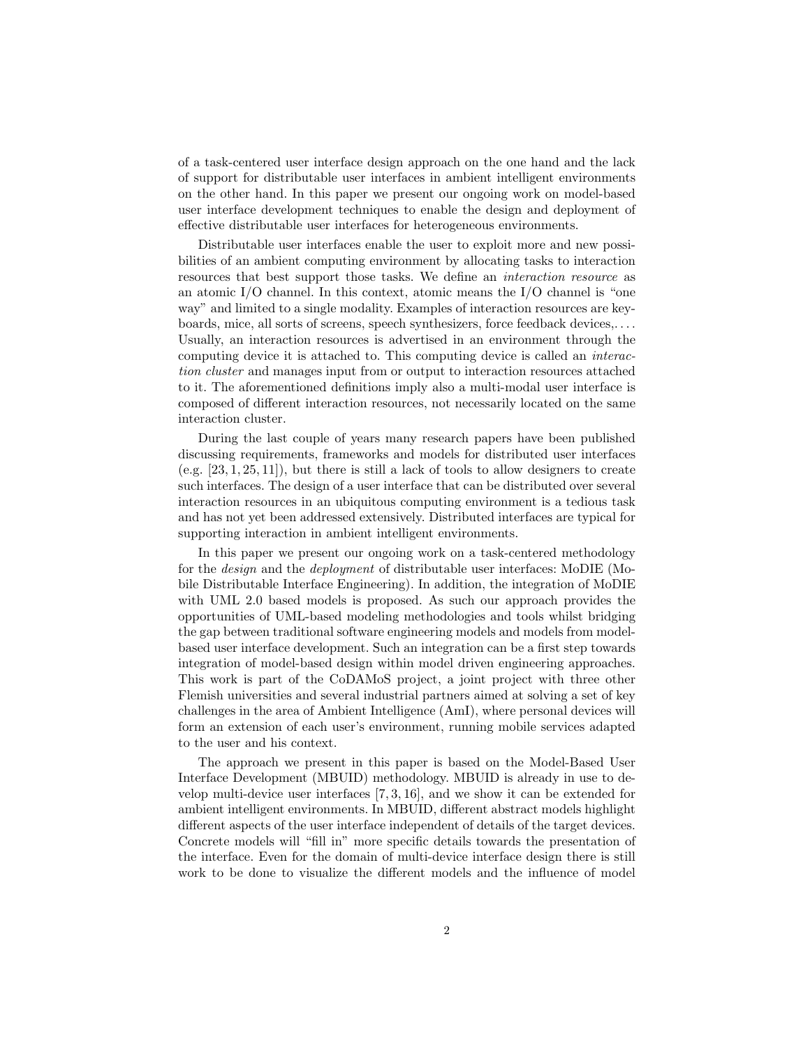of a task-centered user interface design approach on the one hand and the lack of support for distributable user interfaces in ambient intelligent environments on the other hand. In this paper we present our ongoing work on model-based user interface development techniques to enable the design and deployment of effective distributable user interfaces for heterogeneous environments.

Distributable user interfaces enable the user to exploit more and new possibilities of an ambient computing environment by allocating tasks to interaction resources that best support those tasks. We define an *interaction resource* as an atomic I/O channel. In this context, atomic means the I/O channel is "one way" and limited to a single modality. Examples of interaction resources are keyboards, mice, all sorts of screens, speech synthesizers, force feedback devices,. . . . Usually, an interaction resources is advertised in an environment through the computing device it is attached to. This computing device is called an *interaction cluster* and manages input from or output to interaction resources attached to it. The aforementioned definitions imply also a multi-modal user interface is composed of different interaction resources, not necessarily located on the same interaction cluster.

During the last couple of years many research papers have been published discussing requirements, frameworks and models for distributed user interfaces (e.g. [23, 1, 25, 11]), but there is still a lack of tools to allow designers to create such interfaces. The design of a user interface that can be distributed over several interaction resources in an ubiquitous computing environment is a tedious task and has not yet been addressed extensively. Distributed interfaces are typical for supporting interaction in ambient intelligent environments.

In this paper we present our ongoing work on a task-centered methodology for the *design* and the *deployment* of distributable user interfaces: MoDIE (Mobile Distributable Interface Engineering). In addition, the integration of MoDIE with UML 2.0 based models is proposed. As such our approach provides the opportunities of UML-based modeling methodologies and tools whilst bridging the gap between traditional software engineering models and models from model-based user interface development. Such an integration can be a first step towards integration of model-based design within model driven engineering approaches. This work is part of the CoDAMoS project, a joint project with three other Flemish universities and several industrial partners aimed at solving a set of key challenges in the area of Ambient Intelligence (AmI), where personal devices will form an extension of each user's environment, running mobile services adapted to the user and his context.

The approach we present in this paper is based on the Model-Based User Interface Development (MBUID) methodology. MBUID is already in use to develop multi-device user interfaces [7, 3, 16], and we show it can be extended for ambient intelligent environments. In MBUID, different abstract models highlight different aspects of the user interface independent of details of the target devices. Concrete models will "fill in" more specific details towards the presentation of the interface. Even for the domain of multi-device interface design there is still work to be done to visualize the different models and the influence of model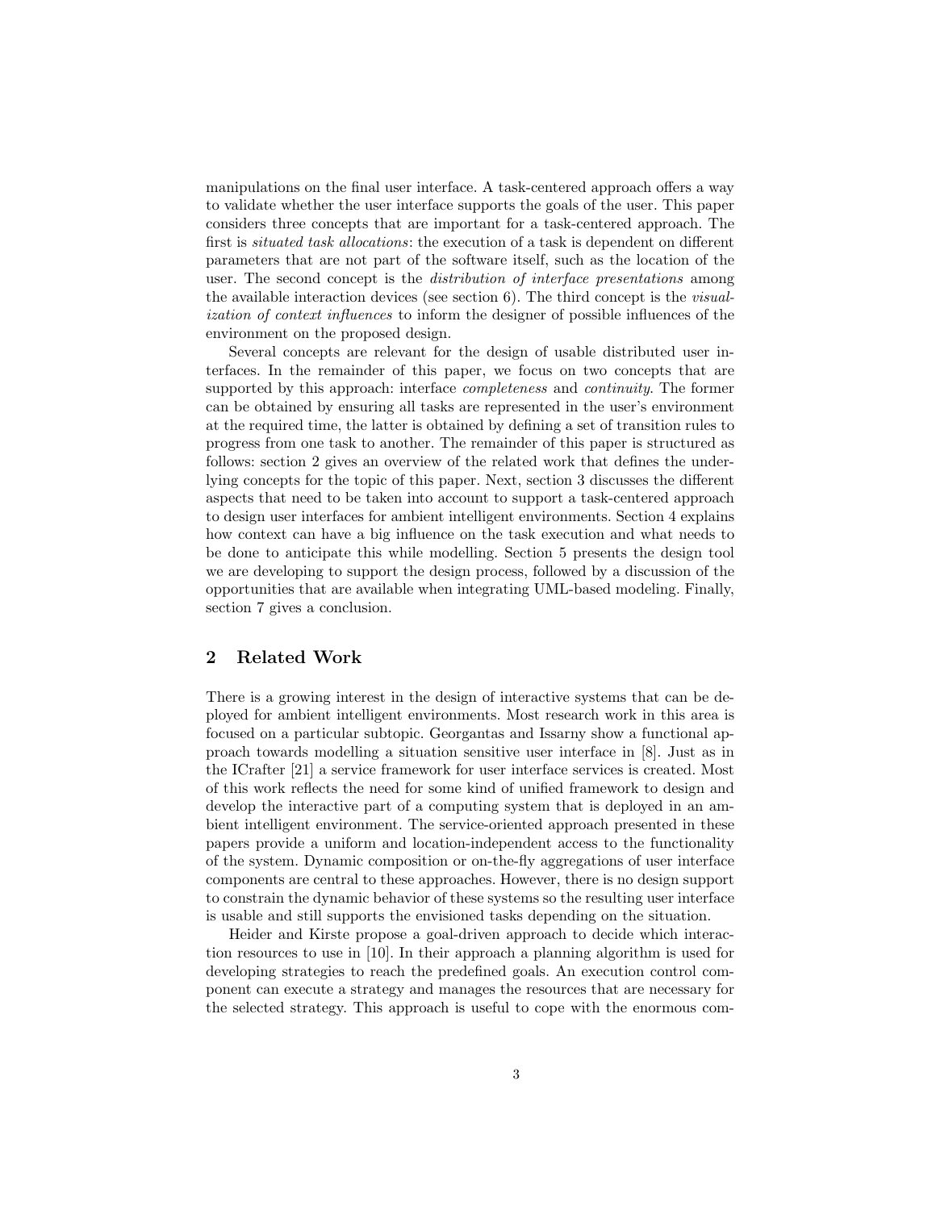manipulations on the final user interface. A task-centered approach offers a way to validate whether the user interface supports the goals of the user. This paper considers three concepts that are important for a task-centered approach. The first is *situated task allocations*: the execution of a task is dependent on different parameters that are not part of the software itself, such as the location of the user. The second concept is the *distribution of interface presentations* among the available interaction devices (see section 6). The third concept is the *visualization of context influences* to inform the designer of possible influences of the environment on the proposed design.

Several concepts are relevant for the design of usable distributed user interfaces. In the remainder of this paper, we focus on two concepts that are supported by this approach: interface *completeness* and *continuity*. The former can be obtained by ensuring all tasks are represented in the user's environment at the required time, the latter is obtained by defining a set of transition rules to progress from one task to another. The remainder of this paper is structured as follows: section 2 gives an overview of the related work that defines the underlying concepts for the topic of this paper. Next, section 3 discusses the different aspects that need to be taken into account to support a task-centered approach to design user interfaces for ambient intelligent environments. Section 4 explains how context can have a big influence on the task execution and what needs to be done to anticipate this while modelling. Section 5 presents the design tool we are developing to support the design process, followed by a discussion of the opportunities that are available when integrating UML-based modeling. Finally, section 7 gives a conclusion.

## 2 Related Work

There is a growing interest in the design of interactive systems that can be deployed for ambient intelligent environments. Most research work in this area is focused on a particular subtopic. Georgantas and Issarny show a functional approach towards modelling a situation sensitive user interface in [8]. Just as in the ICrafter [21] a service framework for user interface services is created. Most of this work reflects the need for some kind of unified framework to design and develop the interactive part of a computing system that is deployed in an ambient intelligent environment. The service-oriented approach presented in these papers provide a uniform and location-independent access to the functionality of the system. Dynamic composition or on-the-fly aggregations of user interface components are central to these approaches. However, there is no design support to constrain the dynamic behavior of these systems so the resulting user interface is usable and still supports the envisioned tasks depending on the situation.

Heider and Kirste propose a goal-driven approach to decide which interaction resources to use in [10]. In their approach a planning algorithm is used for developing strategies to reach the predefined goals. An execution control component can execute a strategy and manages the resources that are necessary for the selected strategy. This approach is useful to cope with the enormous com-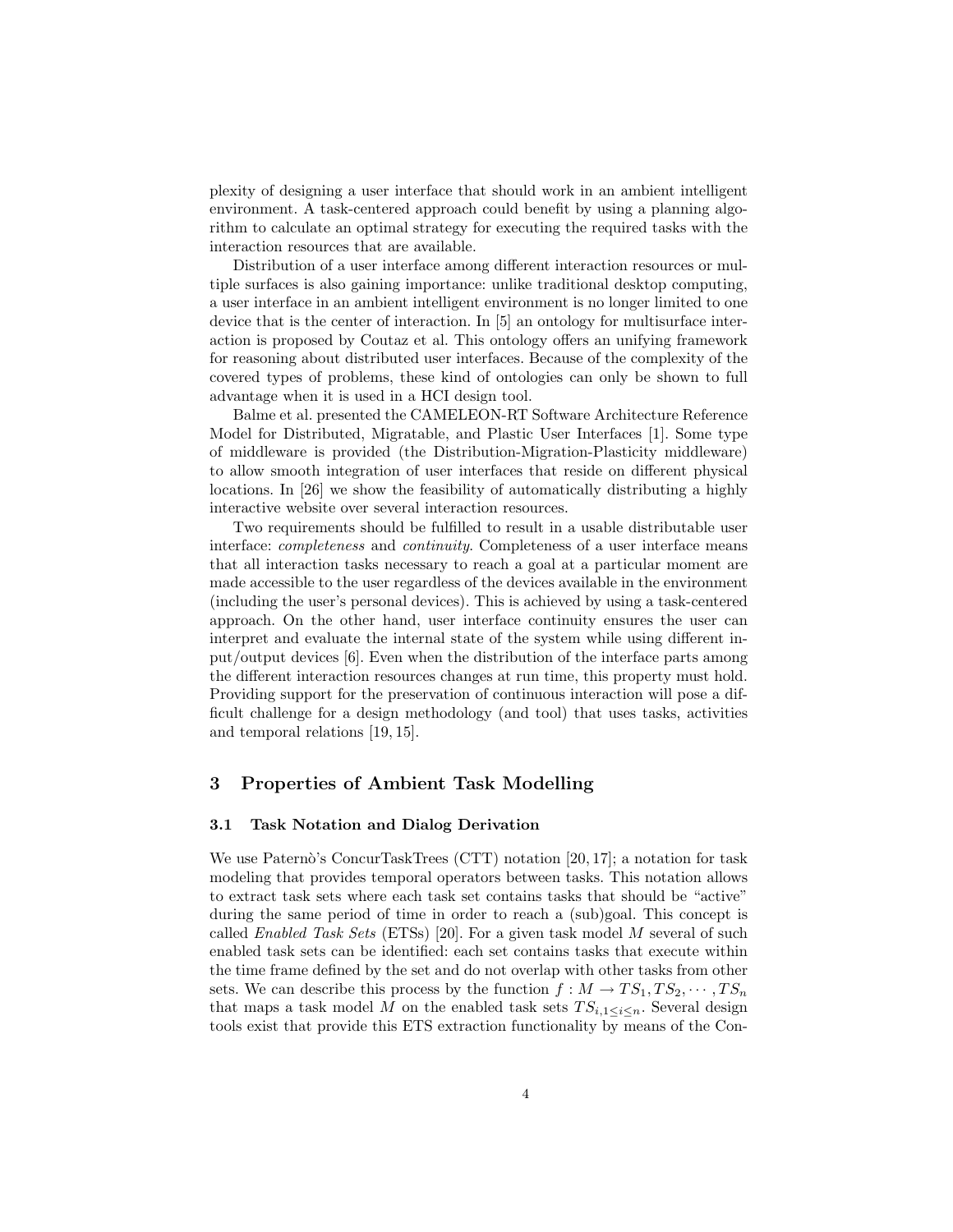plexity of designing a user interface that should work in an ambient intelligent environment. A task-centered approach could benefit by using a planning algorithm to calculate an optimal strategy for executing the required tasks with the interaction resources that are available.

Distribution of a user interface among different interaction resources or multiple surfaces is also gaining importance: unlike traditional desktop computing, a user interface in an ambient intelligent environment is no longer limited to one device that is the center of interaction. In [5] an ontology for multisurface interaction is proposed by Coutaz et al. This ontology offers an unifying framework for reasoning about distributed user interfaces. Because of the complexity of the covered types of problems, these kind of ontologies can only be shown to full advantage when it is used in a HCI design tool.

Balme et al. presented the CAMELEON-RT Software Architecture Reference Model for Distributed, Migratable, and Plastic User Interfaces [1]. Some type of middleware is provided (the Distribution-Migration-Plasticity middleware) to allow smooth integration of user interfaces that reside on different physical locations. In [26] we show the feasibility of automatically distributing a highly interactive website over several interaction resources.

Two requirements should be fulfilled to result in a usable distributable user interface: *completeness* and *continuity*. Completeness of a user interface means that all interaction tasks necessary to reach a goal at a particular moment are made accessible to the user regardless of the devices available in the environment (including the user's personal devices). This is achieved by using a task-centered approach. On the other hand, user interface continuity ensures the user can interpret and evaluate the internal state of the system while using different input/output devices [6]. Even when the distribution of the interface parts among the different interaction resources changes at run time, this property must hold. Providing support for the preservation of continuous interaction will pose a difficult challenge for a design methodology (and tool) that uses tasks, activities and temporal relations [19, 15].

## 3 Properties of Ambient Task Modelling

### 3.1 Task Notation and Dialog Derivation

We use Paternò's ConcurTaskTrees (CTT) notation [20, 17]; a notation for task modeling that provides temporal operators between tasks. This notation allows to extract task sets where each task set contains tasks that should be "active" during the same period of time in order to reach a (sub)goal. This concept is called *Enabled Task Sets* (ETSs) [20]. For a given task model $M$ several of such enabled task sets can be identified: each set contains tasks that execute within the time frame defined by the set and do not overlap with other tasks from other sets. We can describe this process by the function $f : M \rightarrow TS_1, TS_2, \cdots, TS_n$ that maps a task model $M$ on the enabled task sets $TS_{i,1 \leq i \leq n}$. Several design tools exist that provide this ETS extraction functionality by means of the Con-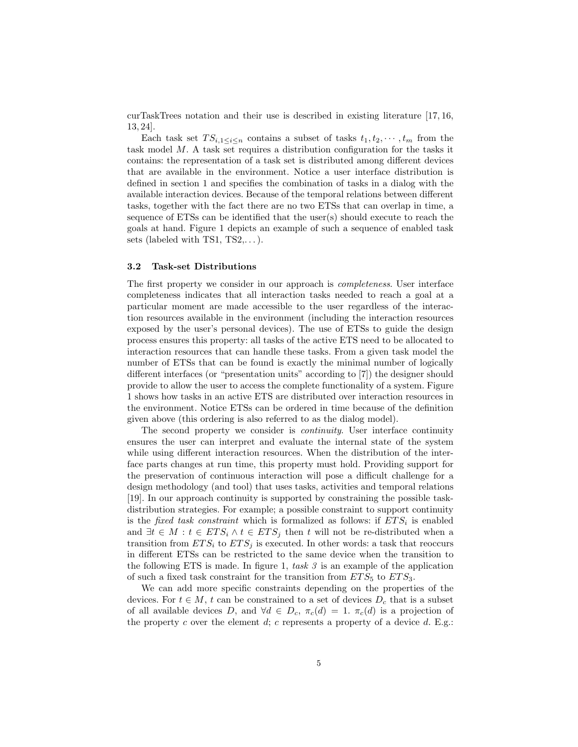curTaskTrees notation and their use is described in existing literature [17, 16, 13, 24].

Each task set $TS_{i,1\leq i\leq n}$ contains a subset of tasks $t_1, t_2, \cdots, t_m$ from the task model $M$. A task set requires a distribution configuration for the tasks it contains: the representation of a task set is distributed among different devices that are available in the environment. Notice a user interface distribution is defined in section 1 and specifies the combination of tasks in a dialog with the available interaction devices. Because of the temporal relations between different tasks, together with the fact there are no two ETSs that can overlap in time, a sequence of ETSs can be identified that the user(s) should execute to reach the goals at hand. Figure 1 depicts an example of such a sequence of enabled task sets (labeled with TS1, TS2,...).

### 3.2 Task-set Distributions

The first property we consider in our approach is *completeness*. User interface completeness indicates that all interaction tasks needed to reach a goal at a particular moment are made accessible to the user regardless of the interaction resources available in the environment (including the interaction resources exposed by the user's personal devices). The use of ETSs to guide the design process ensures this property: all tasks of the active ETS need to be allocated to interaction resources that can handle these tasks. From a given task model the number of ETSs that can be found is exactly the minimal number of logically different interfaces (or "presentation units" according to [7]) the designer should provide to allow the user to access the complete functionality of a system. Figure 1 shows how tasks in an active ETS are distributed over interaction resources in the environment. Notice ETSs can be ordered in time because of the definition given above (this ordering is also referred to as the dialog model).

The second property we consider is *continuity*. User interface continuity ensures the user can interpret and evaluate the internal state of the system while using different interaction resources. When the distribution of the interface parts changes at run time, this property must hold. Providing support for the preservation of continuous interaction will pose a difficult challenge for a design methodology (and tool) that uses tasks, activities and temporal relations [19]. In our approach continuity is supported by constraining the possible task-distribution strategies. For example; a possible constraint to support continuity is the *fixed task constraint* which is formalized as follows: if $ETS_i$ is enabled and $\exists t \in M : t \in ETS_i \wedge t \in ETS_j$ then $t$ will not be re-distributed when a transition from $ETS_i$ to $ETS_j$ is executed. In other words: a task that reoccurs in different ETSs can be restricted to the same device when the transition to the following ETS is made. In figure 1, *task 3* is an example of the application of such a fixed task constraint for the transition from $ETS_5$ to $ETS_3$.

We can add more specific constraints depending on the properties of the devices. For $t \in M$, $t$ can be constrained to a set of devices $D_c$ that is a subset of all available devices $D$, and $\forall d \in D_c$, $\pi_c(d) = 1$. $\pi_c(d)$ is a projection of the property $c$ over the element $d$; $c$ represents a property of a device $d$. E.g.: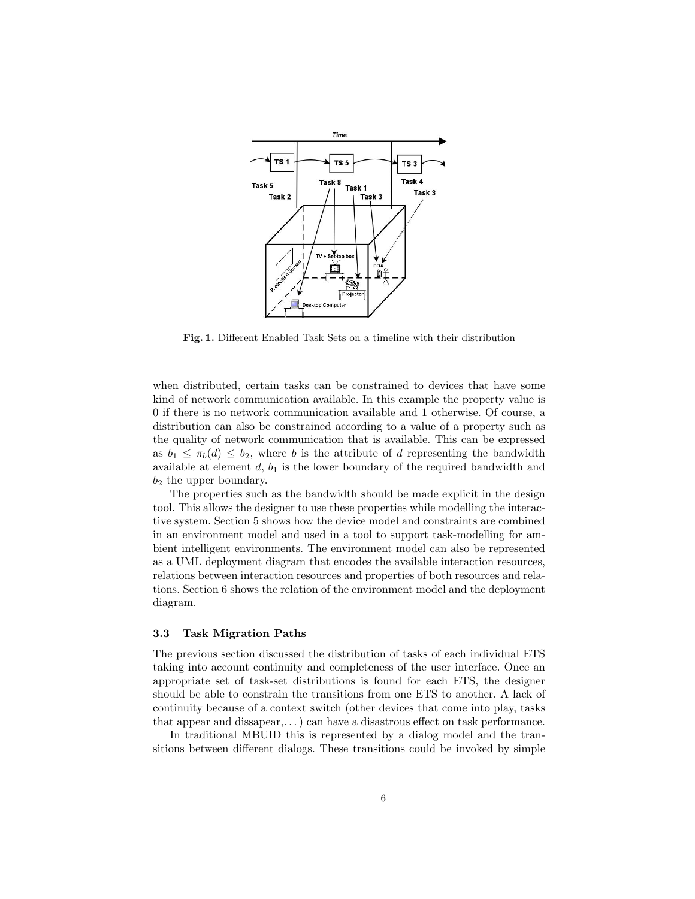**Fig. 1.** Different Enabled Task Sets on a timeline with their distribution

when distributed, certain tasks can be constrained to devices that have some kind of network communication available. In this example the property value is 0 if there is no network communication available and 1 otherwise. Of course, a distribution can also be constrained according to a value of a property such as the quality of network communication that is available. This can be expressed as $b_1 \leq \pi_b(d) \leq b_2$, where $b$ is the attribute of $d$ representing the bandwidth available at element $d$, $b_1$ is the lower boundary of the required bandwidth and $b_2$ the upper boundary.

The properties such as the bandwidth should be made explicit in the design tool. This allows the designer to use these properties while modelling the interactive system. Section 5 shows how the device model and constraints are combined in an environment model and used in a tool to support task-modelling for ambient intelligent environments. The environment model can also be represented as a UML deployment diagram that encodes the available interaction resources, relations between interaction resources and properties of both resources and relations. Section 6 shows the relation of the environment model and the deployment diagram.

### 3.3 Task Migration Paths

The previous section discussed the distribution of tasks of each individual ETS taking into account continuity and completeness of the user interface. Once an appropriate set of task-set distributions is found for each ETS, the designer should be able to constrain the transitions from one ETS to another. A lack of continuity because of a context switch (other devices that come into play, tasks that appear and dissapear,. . . ) can have a disastrous effect on task performance.

In traditional MBUID this is represented by a dialog model and the transitions between different dialogs. These transitions could be invoked by simple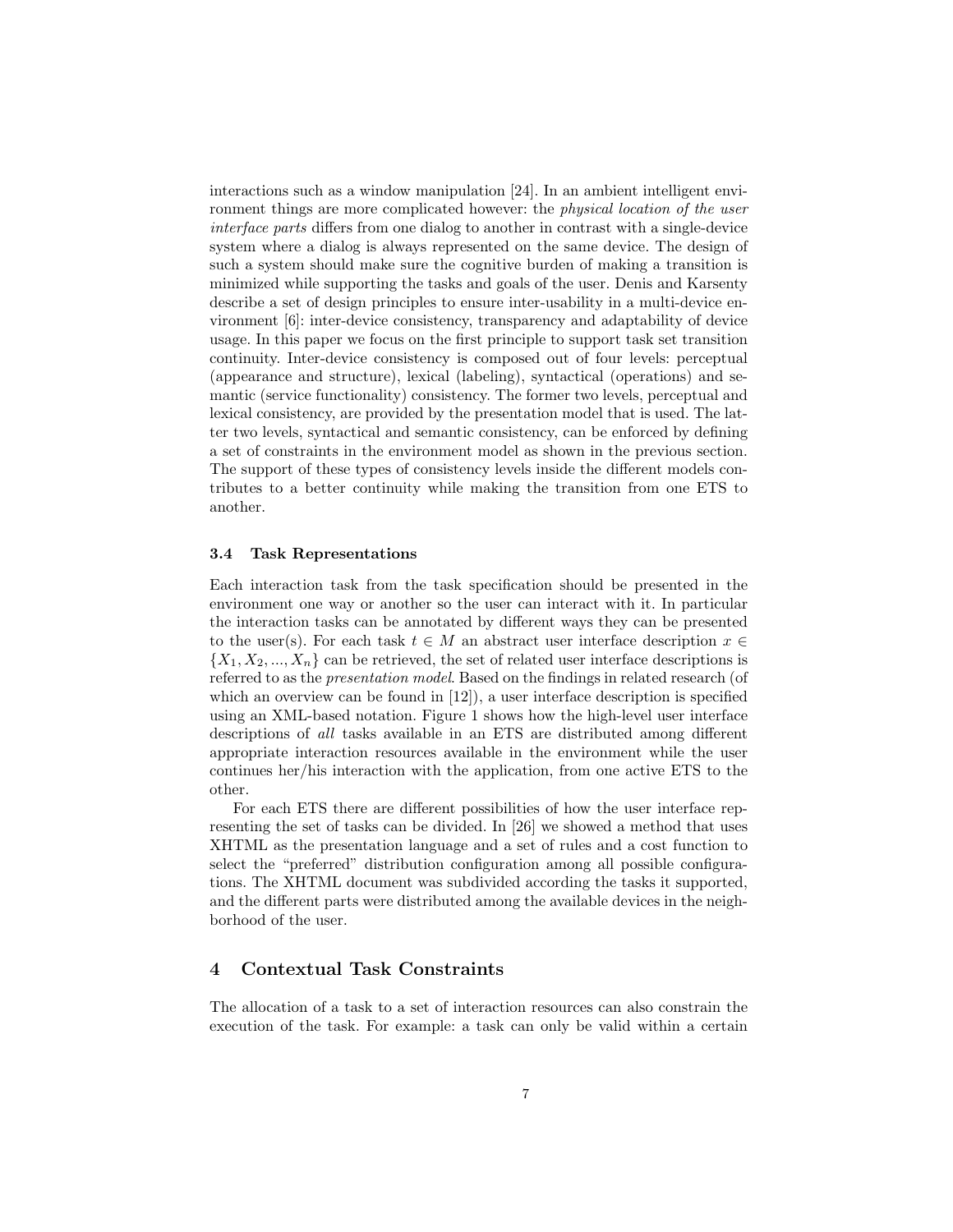interactions such as a window manipulation [24]. In an ambient intelligent environment things are more complicated however: the *physical location of the user interface parts* differs from one dialog to another in contrast with a single-device system where a dialog is always represented on the same device. The design of such a system should make sure the cognitive burden of making a transition is minimized while supporting the tasks and goals of the user. Denis and Karsenty describe a set of design principles to ensure inter-usability in a multi-device environment [6]: inter-device consistency, transparency and adaptability of device usage. In this paper we focus on the first principle to support task set transition continuity. Inter-device consistency is composed out of four levels: perceptual (appearance and structure), lexical (labeling), syntactical (operations) and semantic (service functionality) consistency. The former two levels, perceptual and lexical consistency, are provided by the presentation model that is used. The latter two levels, syntactical and semantic consistency, can be enforced by defining a set of constraints in the environment model as shown in the previous section. The support of these types of consistency levels inside the different models contributes to a better continuity while making the transition from one ETS to another.

### 3.4 Task Representations

Each interaction task from the task specification should be presented in the environment one way or another so the user can interact with it. In particular the interaction tasks can be annotated by different ways they can be presented to the user(s). For each task $t \in M$ an abstract user interface description $x \in \{X_1, X_2, ..., X_n\}$ can be retrieved, the set of related user interface descriptions is referred to as the *presentation model*. Based on the findings in related research (of which an overview can be found in [12]), a user interface description is specified using an XML-based notation. Figure 1 shows how the high-level user interface descriptions of *all* tasks available in an ETS are distributed among different appropriate interaction resources available in the environment while the user continues her/his interaction with the application, from one active ETS to the other.

For each ETS there are different possibilities of how the user interface representing the set of tasks can be divided. In [26] we showed a method that uses XHTML as the presentation language and a set of rules and a cost function to select the "preferred" distribution configuration among all possible configurations. The XHTML document was subdivided according the tasks it supported, and the different parts were distributed among the available devices in the neighborhood of the user.

## 4 Contextual Task Constraints

The allocation of a task to a set of interaction resources can also constrain the execution of the task. For example: a task can only be valid within a certain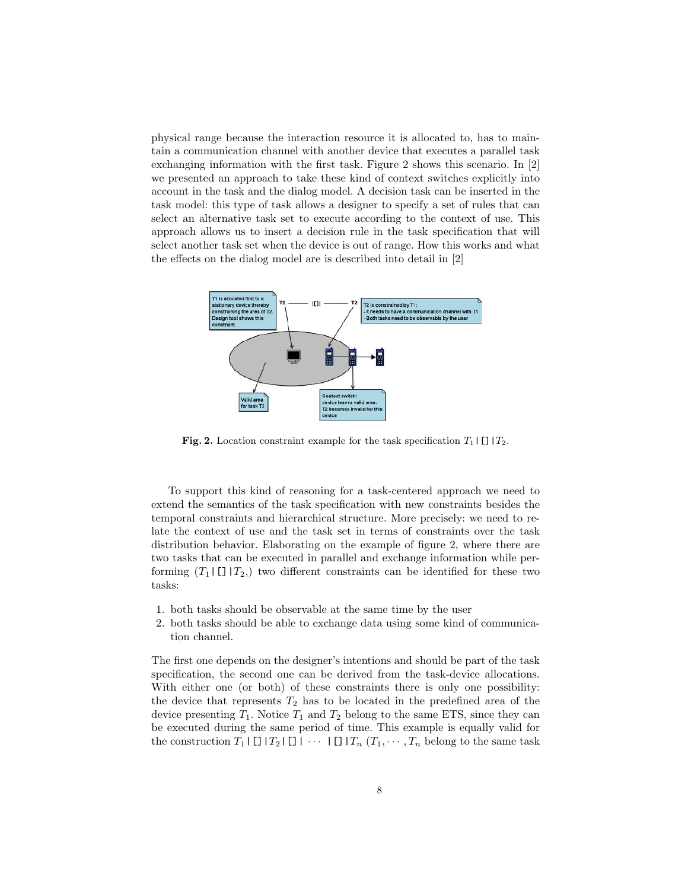physical range because the interaction resource it is allocated to, has to maintain a communication channel with another device that executes a parallel task exchanging information with the first task. Figure 2 shows this scenario. In [2] we presented an approach to take these kind of context switches explicitly into account in the task and the dialog model. A decision task can be inserted in the task model: this type of task allows a designer to specify a set of rules that can select an alternative task set to execute according to the context of use. This approach allows us to insert a decision rule in the task specification that will select another task set when the device is out of range. How this works and what the effects on the dialog model are is described into detail in [2]

**Fig. 2.** Location constraint example for the task specification $T_1 \,|[]|\, T_2$.

To support this kind of reasoning for a task-centered approach we need to extend the semantics of the task specification with new constraints besides the temporal constraints and hierarchical structure. More precisely: we need to relate the context of use and the task set in terms of constraints over the task distribution behavior. Elaborating on the example of figure 2, where there are two tasks that can be executed in parallel and exchange information while performing ($T_1 \,|[]|\, T_2$,) two different constraints can be identified for these two tasks:

1. both tasks should be observable at the same time by the user
2. both tasks should be able to exchange data using some kind of communication channel.

The first one depends on the designer's intentions and should be part of the task specification, the second one can be derived from the task-device allocations. With either one (or both) of these constraints there is only one possibility: the device that represents $T_2$ has to be located in the predefined area of the device presenting $T_1$. Notice $T_1$ and $T_2$ belong to the same ETS, since they can be executed during the same period of time. This example is equally valid for the construction $T_1 \,|[]|\, T_2 \,|[]|\, \cdots \,|[]|\, T_n$ ($T_1, \cdots, T_n$ belong to the same task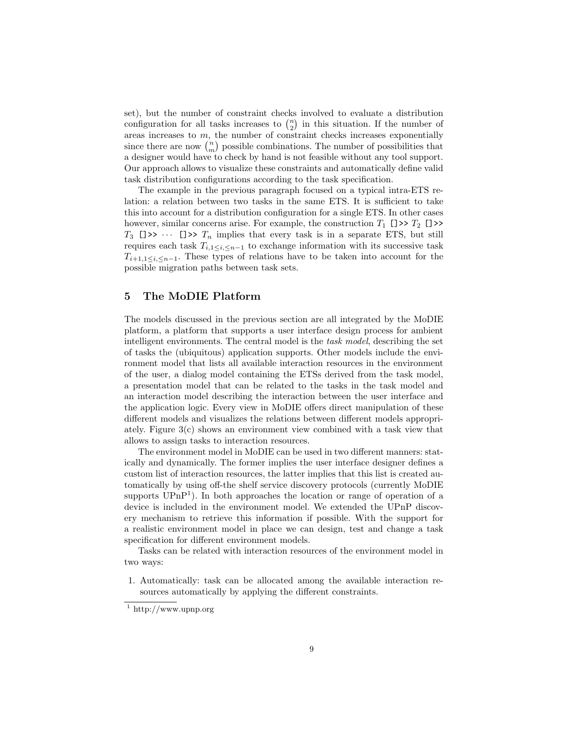set), but the number of constraint checks involved to evaluate a distribution configuration for all tasks increases to $\binom{n}{2}$ in this situation. If the number of areas increases to $m$, the number of constraint checks increases exponentially since there are now $\binom{n}{m}$ possible combinations. The number of possibilities that a designer would have to check by hand is not feasible without any tool support. Our approach allows to visualize these constraints and automatically define valid task distribution configurations according to the task specification.

The example in the previous paragraph focused on a typical intra-ETS relation: a relation between two tasks in the same ETS. It is sufficient to take this into account for a distribution configuration for a single ETS. In other cases however, similar concerns arise. For example, the construction $T_1$ `[]>>` $T_2$ `[]>>` $T_3$ `[]>>` $\cdots$ `[]>>` $T_n$ implies that every task is in a separate ETS, but still requires each task $T_{i,1 \leq i, \leq n-1}$ to exchange information with its successive task $T_{i+1,1 \leq i, \leq n-1}$. These types of relations have to be taken into account for the possible migration paths between task sets.

## 5 The MoDIE Platform

The models discussed in the previous section are all integrated by the MoDIE platform, a platform that supports a user interface design process for ambient intelligent environments. The central model is the *task model*, describing the set of tasks the (ubiquitous) application supports. Other models include the environment model that lists all available interaction resources in the environment of the user, a dialog model containing the ETSs derived from the task model, a presentation model that can be related to the tasks in the task model and an interaction model describing the interaction between the user interface and the application logic. Every view in MoDIE offers direct manipulation of these different models and visualizes the relations between different models appropriately. Figure 3(c) shows an environment view combined with a task view that allows to assign tasks to interaction resources.

The environment model in MoDIE can be used in two different manners: statically and dynamically. The former implies the user interface designer defines a custom list of interaction resources, the latter implies that this list is created automatically by using off-the shelf service discovery protocols (currently MoDIE supports UPnP[1]). In both approaches the location or range of operation of a device is included in the environment model. We extended the UPnP discovery mechanism to retrieve this information if possible. With the support for a realistic environment model in place we can design, test and change a task specification for different environment models.

Tasks can be related with interaction resources of the environment model in two ways:

1. Automatically: task can be allocated among the available interaction resources automatically by applying the different constraints.

[1] http://www.upnp.org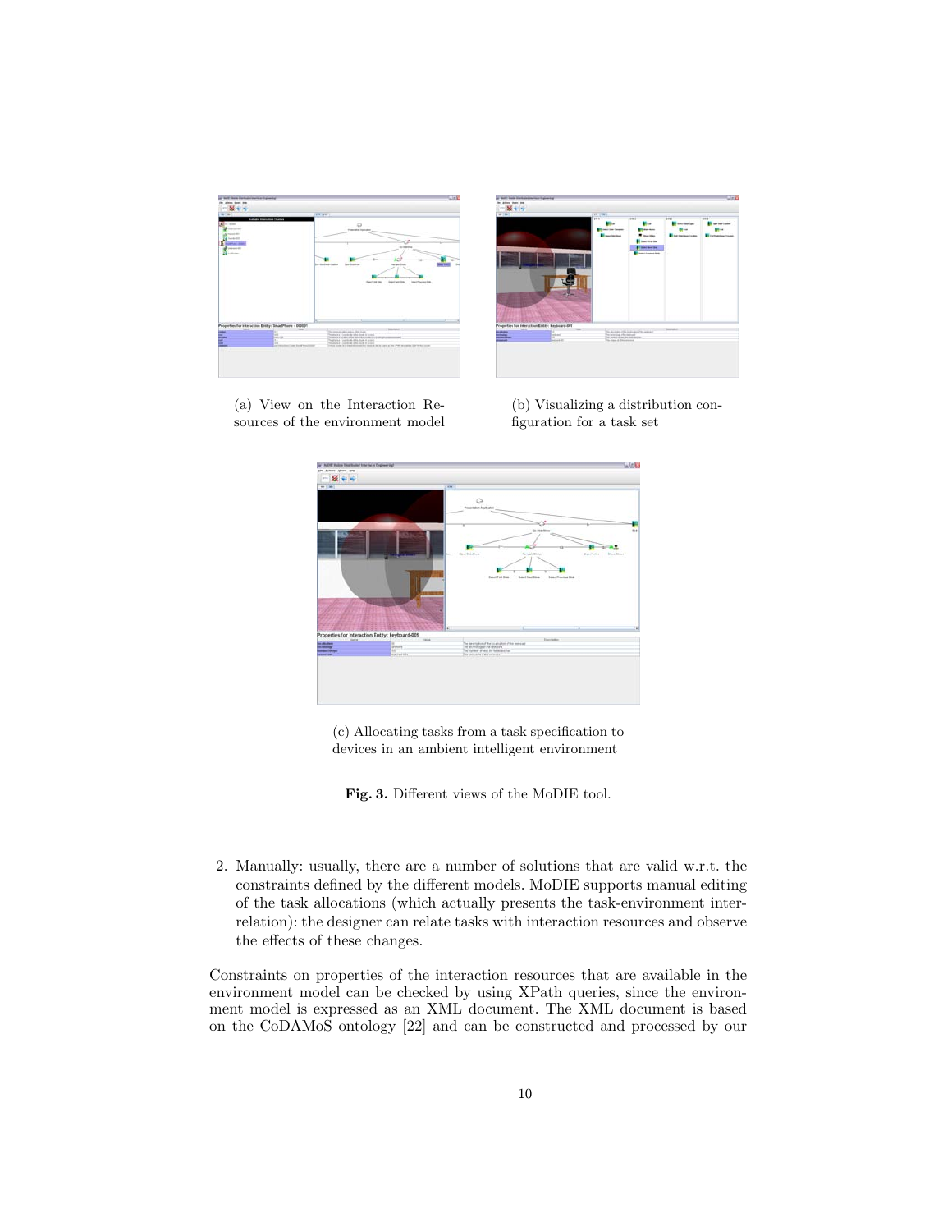(a) View on the Interaction Resources of the environment model

(b) Visualizing a distribution configuration for a task set

(c) Allocating tasks from a task specification to devices in an ambient intelligent environment

**Fig. 3.** Different views of the MoDIE tool.

2. Manually: usually, there are a number of solutions that are valid w.r.t. the constraints defined by the different models. MoDIE supports manual editing of the task allocations (which actually presents the task-environment interrelation): the designer can relate tasks with interaction resources and observe the effects of these changes.

Constraints on properties of the interaction resources that are available in the environment model can be checked by using XPath queries, since the environment model is expressed as an XML document. The XML document is based on the CoDAMoS ontology [22] and can be constructed and processed by our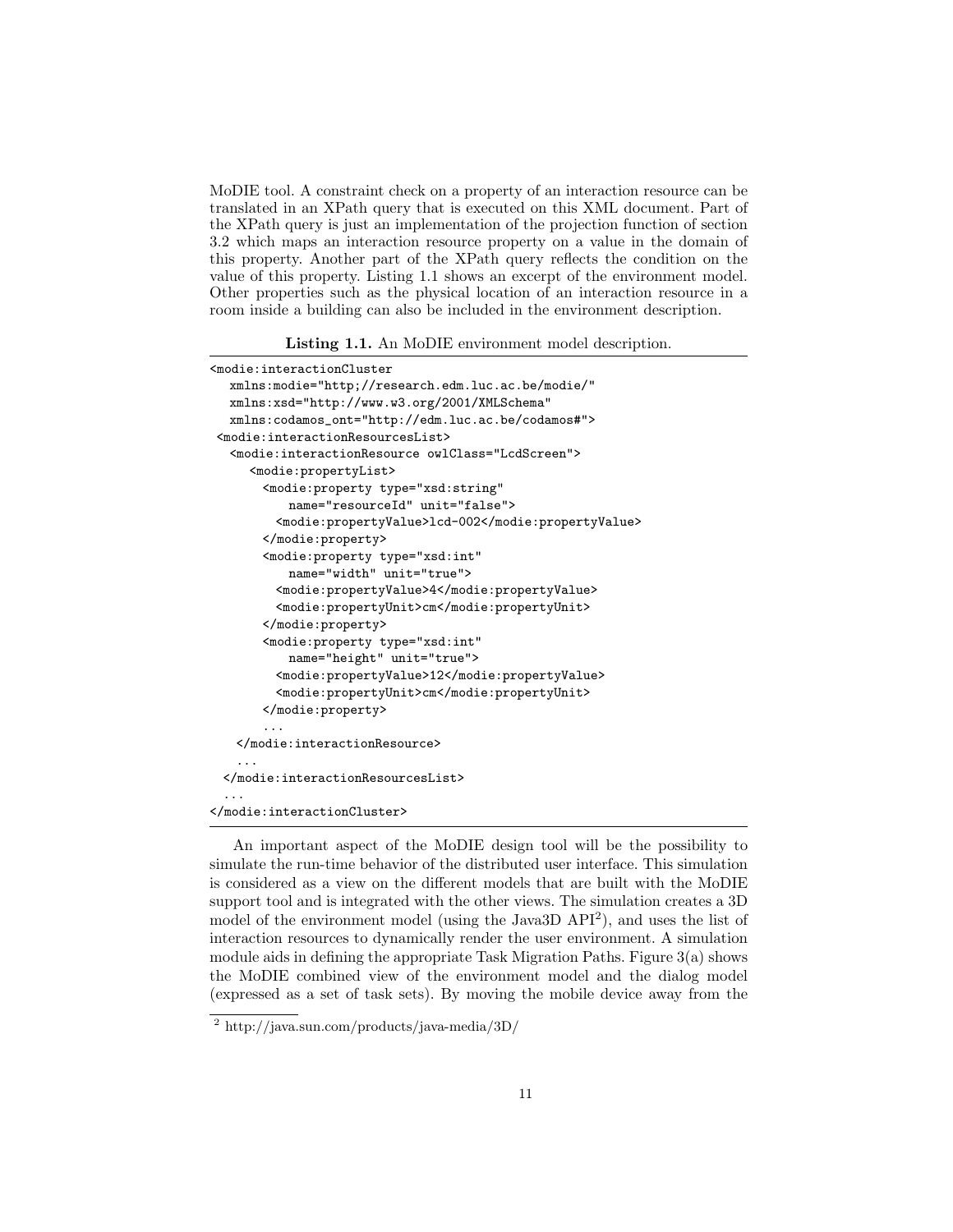MoDIE tool. A constraint check on a property of an interaction resource can be translated in an XPath query that is executed on this XML document. Part of the XPath query is just an implementation of the projection function of section 3.2 which maps an interaction resource property on a value in the domain of this property. Another part of the XPath query reflects the condition on the value of this property. Listing 1.1 shows an excerpt of the environment model. Other properties such as the physical location of an interaction resource in a room inside a building can also be included in the environment description.

**Listing 1.1.** An MoDIE environment model description.

```
<modie:interactionCluster
   xmlns:modie="http;//research.edm.luc.ac.be/modie/"
   xmlns:xsd="http://www.w3.org/2001/XMLSchema"
   xmlns:codamos_ont="http://edm.luc.ac.be/codamos#">
 <modie:interactionResourcesList>
   <modie:interactionResource owlClass="LcdScreen">
     <modie:propertyList>
       <modie:property type="xsd:string"
           name="resourceId" unit="false">
         <modie:propertyValue>lcd-002</modie:propertyValue>
       </modie:property>
       <modie:property type="xsd:int"
           name="width" unit="true">
         <modie:propertyValue>4</modie:propertyValue>
         <modie:propertyUnit>cm</modie:propertyUnit>
       </modie:property>
       <modie:property type="xsd:int"
           name="height" unit="true">
         <modie:propertyValue>12</modie:propertyValue>
         <modie:propertyUnit>cm</modie:propertyUnit>
       </modie:property>
       ...
    </modie:interactionResource>
    ...
  </modie:interactionResourcesList>
  ...
</modie:interactionCluster>
```

An important aspect of the MoDIE design tool will be the possibility to simulate the run-time behavior of the distributed user interface. This simulation is considered as a view on the different models that are built with the MoDIE support tool and is integrated with the other views. The simulation creates a 3D model of the environment model (using the Java3D API[2]), and uses the list of interaction resources to dynamically render the user environment. A simulation module aids in defining the appropriate Task Migration Paths. Figure 3(a) shows the MoDIE combined view of the environment model and the dialog model (expressed as a set of task sets). By moving the mobile device away from the

[2] http://java.sun.com/products/java-media/3D/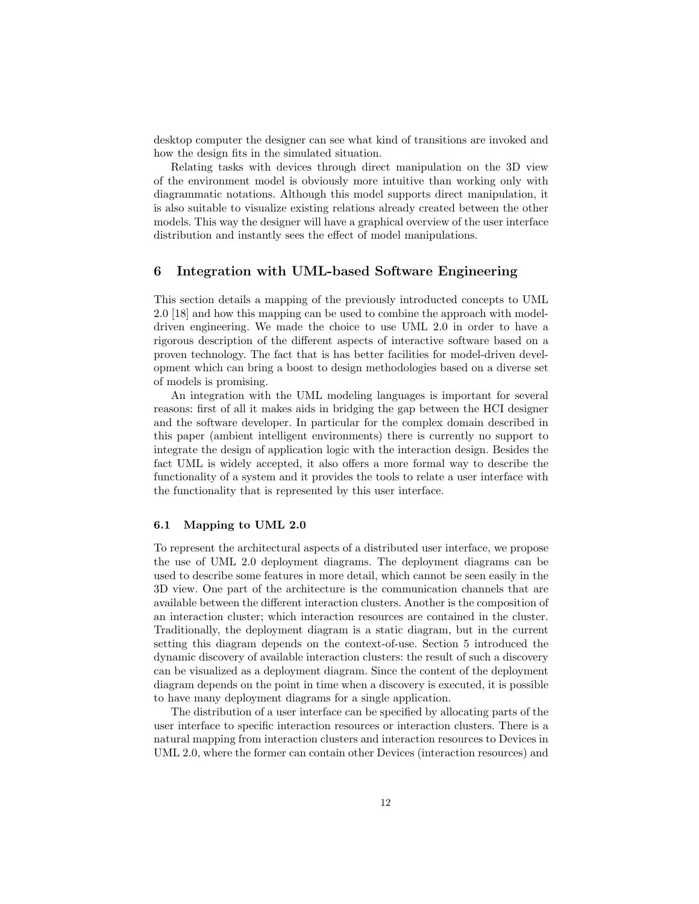desktop computer the designer can see what kind of transitions are invoked and how the design fits in the simulated situation.

Relating tasks with devices through direct manipulation on the 3D view of the environment model is obviously more intuitive than working only with diagrammatic notations. Although this model supports direct manipulation, it is also suitable to visualize existing relations already created between the other models. This way the designer will have a graphical overview of the user interface distribution and instantly sees the effect of model manipulations.

## 6 Integration with UML-based Software Engineering

This section details a mapping of the previously introducted concepts to UML 2.0 [18] and how this mapping can be used to combine the approach with model-driven engineering. We made the choice to use UML 2.0 in order to have a rigorous description of the different aspects of interactive software based on a proven technology. The fact that is has better facilities for model-driven development which can bring a boost to design methodologies based on a diverse set of models is promising.

An integration with the UML modeling languages is important for several reasons: first of all it makes aids in bridging the gap between the HCI designer and the software developer. In particular for the complex domain described in this paper (ambient intelligent environments) there is currently no support to integrate the design of application logic with the interaction design. Besides the fact UML is widely accepted, it also offers a more formal way to describe the functionality of a system and it provides the tools to relate a user interface with the functionality that is represented by this user interface.

### 6.1 Mapping to UML 2.0

To represent the architectural aspects of a distributed user interface, we propose the use of UML 2.0 deployment diagrams. The deployment diagrams can be used to describe some features in more detail, which cannot be seen easily in the 3D view. One part of the architecture is the communication channels that are available between the different interaction clusters. Another is the composition of an interaction cluster; which interaction resources are contained in the cluster. Traditionally, the deployment diagram is a static diagram, but in the current setting this diagram depends on the context-of-use. Section 5 introduced the dynamic discovery of available interaction clusters: the result of such a discovery can be visualized as a deployment diagram. Since the content of the deployment diagram depends on the point in time when a discovery is executed, it is possible to have many deployment diagrams for a single application.

The distribution of a user interface can be specified by allocating parts of the user interface to specific interaction resources or interaction clusters. There is a natural mapping from interaction clusters and interaction resources to Devices in UML 2.0, where the former can contain other Devices (interaction resources) and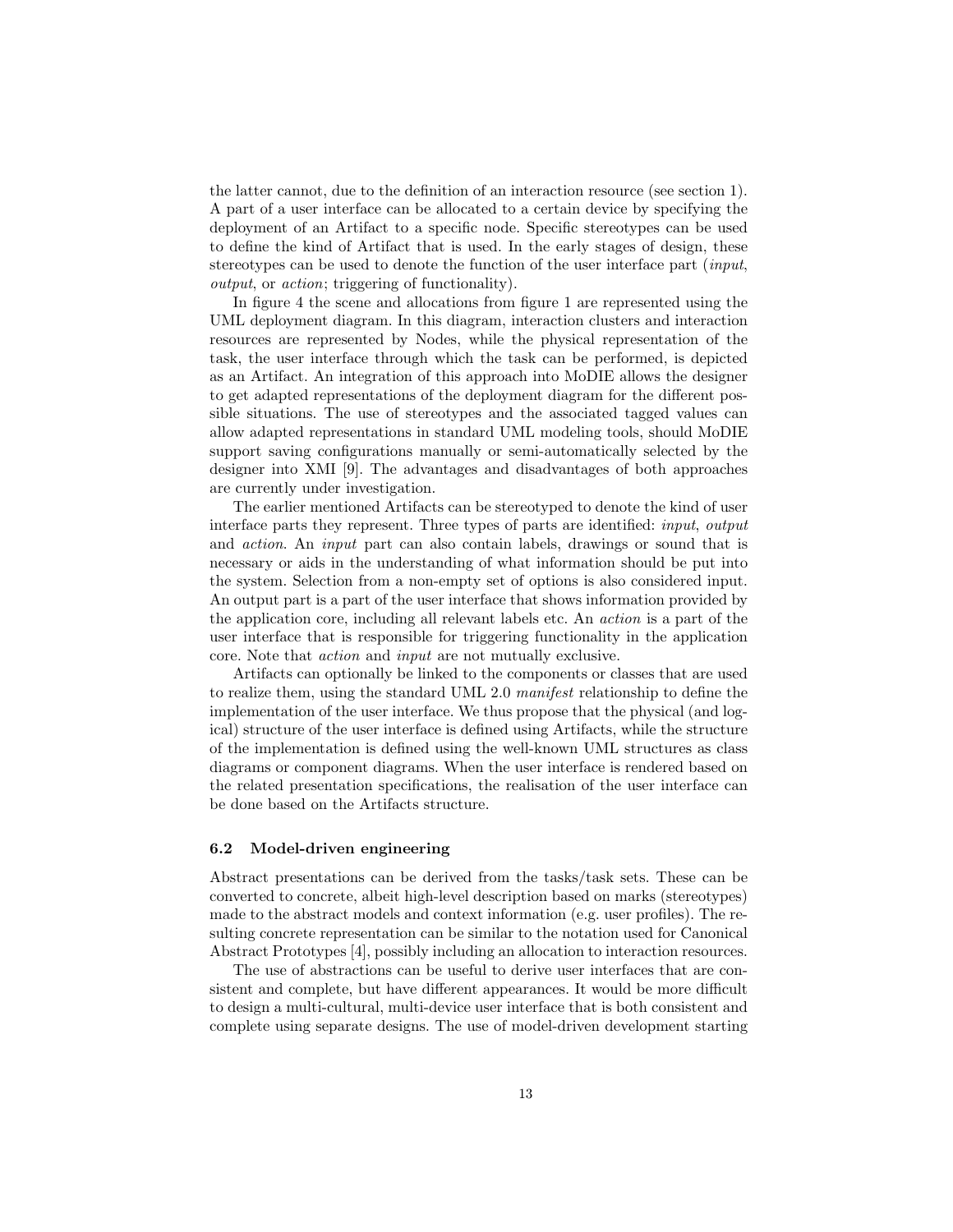the latter cannot, due to the definition of an interaction resource (see section 1). A part of a user interface can be allocated to a certain device by specifying the deployment of an Artifact to a specific node. Specific stereotypes can be used to define the kind of Artifact that is used. In the early stages of design, these stereotypes can be used to denote the function of the user interface part (*input*, *output*, or *action*; triggering of functionality).

In figure 4 the scene and allocations from figure 1 are represented using the UML deployment diagram. In this diagram, interaction clusters and interaction resources are represented by Nodes, while the physical representation of the task, the user interface through which the task can be performed, is depicted as an Artifact. An integration of this approach into MoDIE allows the designer to get adapted representations of the deployment diagram for the different possible situations. The use of stereotypes and the associated tagged values can allow adapted representations in standard UML modeling tools, should MoDIE support saving configurations manually or semi-automatically selected by the designer into XMI [9]. The advantages and disadvantages of both approaches are currently under investigation.

The earlier mentioned Artifacts can be stereotyped to denote the kind of user interface parts they represent. Three types of parts are identified: *input*, *output* and *action*. An *input* part can also contain labels, drawings or sound that is necessary or aids in the understanding of what information should be put into the system. Selection from a non-empty set of options is also considered input. An output part is a part of the user interface that shows information provided by the application core, including all relevant labels etc. An *action* is a part of the user interface that is responsible for triggering functionality in the application core. Note that *action* and *input* are not mutually exclusive.

Artifacts can optionally be linked to the components or classes that are used to realize them, using the standard UML 2.0 *manifest* relationship to define the implementation of the user interface. We thus propose that the physical (and logical) structure of the user interface is defined using Artifacts, while the structure of the implementation is defined using the well-known UML structures as class diagrams or component diagrams. When the user interface is rendered based on the related presentation specifications, the realisation of the user interface can be done based on the Artifacts structure.

### 6.2 Model-driven engineering

Abstract presentations can be derived from the tasks/task sets. These can be converted to concrete, albeit high-level description based on marks (stereotypes) made to the abstract models and context information (e.g. user profiles). The resulting concrete representation can be similar to the notation used for Canonical Abstract Prototypes [4], possibly including an allocation to interaction resources.

The use of abstractions can be useful to derive user interfaces that are consistent and complete, but have different appearances. It would be more difficult to design a multi-cultural, multi-device user interface that is both consistent and complete using separate designs. The use of model-driven development starting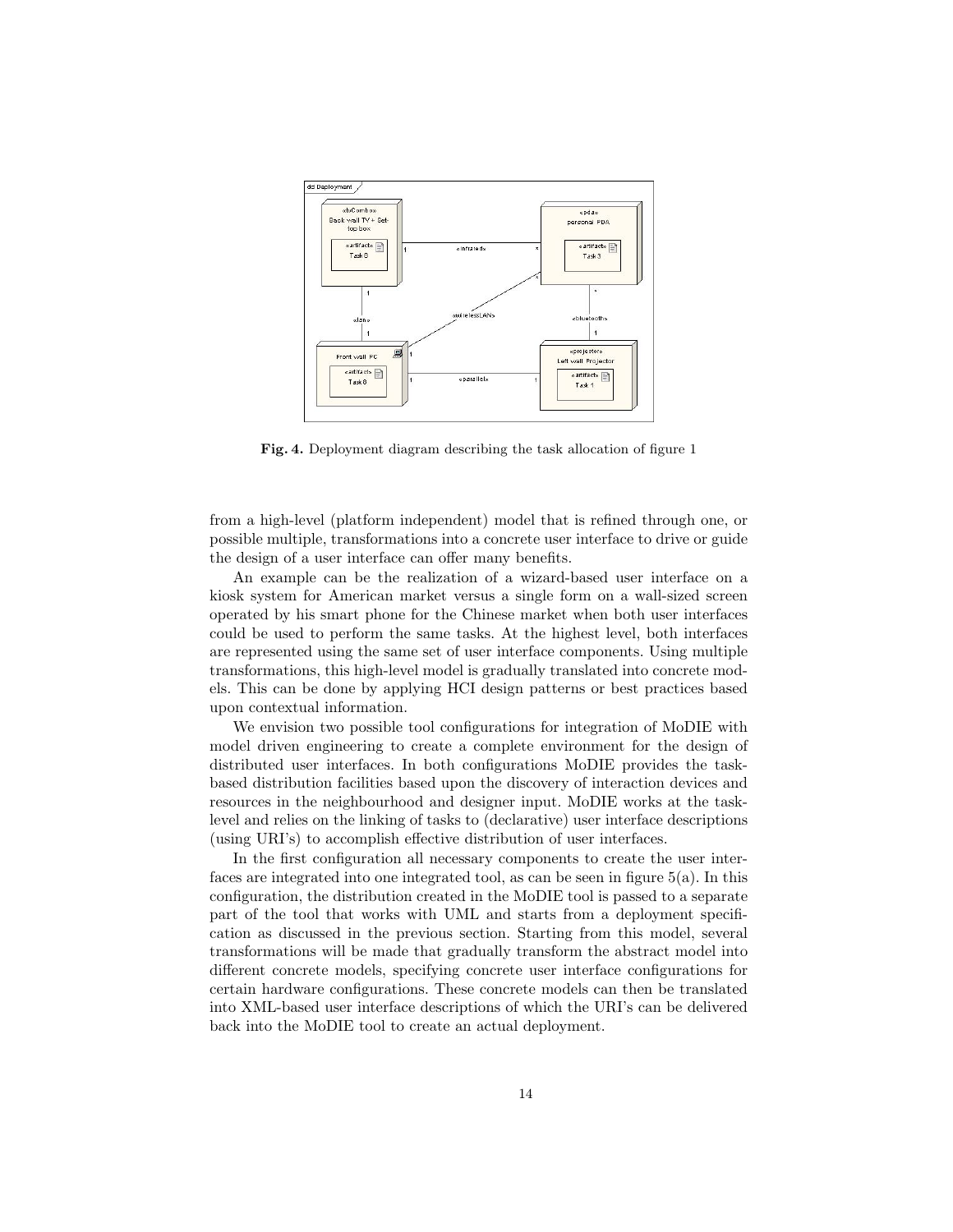**Fig. 4.** Deployment diagram describing the task allocation of figure 1

from a high-level (platform independent) model that is refined through one, or possible multiple, transformations into a concrete user interface to drive or guide the design of a user interface can offer many benefits.

An example can be the realization of a wizard-based user interface on a kiosk system for American market versus a single form on a wall-sized screen operated by his smart phone for the Chinese market when both user interfaces could be used to perform the same tasks. At the highest level, both interfaces are represented using the same set of user interface components. Using multiple transformations, this high-level model is gradually translated into concrete models. This can be done by applying HCI design patterns or best practices based upon contextual information.

We envision two possible tool configurations for integration of MoDIE with model driven engineering to create a complete environment for the design of distributed user interfaces. In both configurations MoDIE provides the task-based distribution facilities based upon the discovery of interaction devices and resources in the neighbourhood and designer input. MoDIE works at the task-level and relies on the linking of tasks to (declarative) user interface descriptions (using URI's) to accomplish effective distribution of user interfaces.

In the first configuration all necessary components to create the user interfaces are integrated into one integrated tool, as can be seen in figure 5(a). In this configuration, the distribution created in the MoDIE tool is passed to a separate part of the tool that works with UML and starts from a deployment specification as discussed in the previous section. Starting from this model, several transformations will be made that gradually transform the abstract model into different concrete models, specifying concrete user interface configurations for certain hardware configurations. These concrete models can then be translated into XML-based user interface descriptions of which the URI's can be delivered back into the MoDIE tool to create an actual deployment.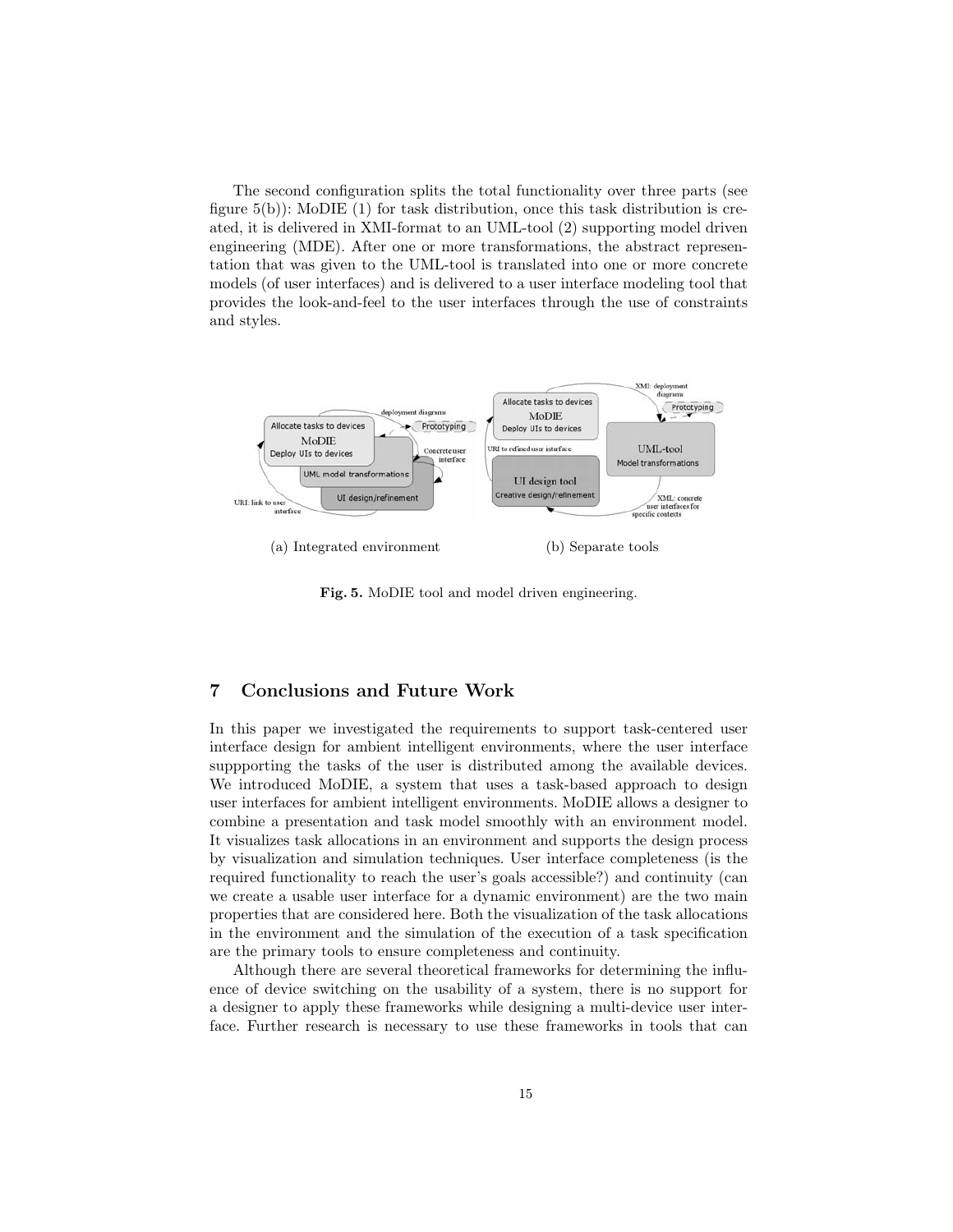The second configuration splits the total functionality over three parts (see figure 5(b)): MoDIE (1) for task distribution, once this task distribution is created, it is delivered in XMI-format to an UML-tool (2) supporting model driven engineering (MDE). After one or more transformations, the abstract representation that was given to the UML-tool is translated into one or more concrete models (of user interfaces) and is delivered to a user interface modeling tool that provides the look-and-feel to the user interfaces through the use of constraints and styles.

(a) Integrated environment (b) Separate tools

**Fig. 5.** MoDIE tool and model driven engineering.

## 7 Conclusions and Future Work

In this paper we investigated the requirements to support task-centered user interface design for ambient intelligent environments, where the user interface suppporting the tasks of the user is distributed among the available devices. We introduced MoDIE, a system that uses a task-based approach to design user interfaces for ambient intelligent environments. MoDIE allows a designer to combine a presentation and task model smoothly with an environment model. It visualizes task allocations in an environment and supports the design process by visualization and simulation techniques. User interface completeness (is the required functionality to reach the user's goals accessible?) and continuity (can we create a usable user interface for a dynamic environment) are the two main properties that are considered here. Both the visualization of the task allocations in the environment and the simulation of the execution of a task specification are the primary tools to ensure completeness and continuity.

Although there are several theoretical frameworks for determining the influence of device switching on the usability of a system, there is no support for a designer to apply these frameworks while designing a multi-device user interface. Further research is necessary to use these frameworks in tools that can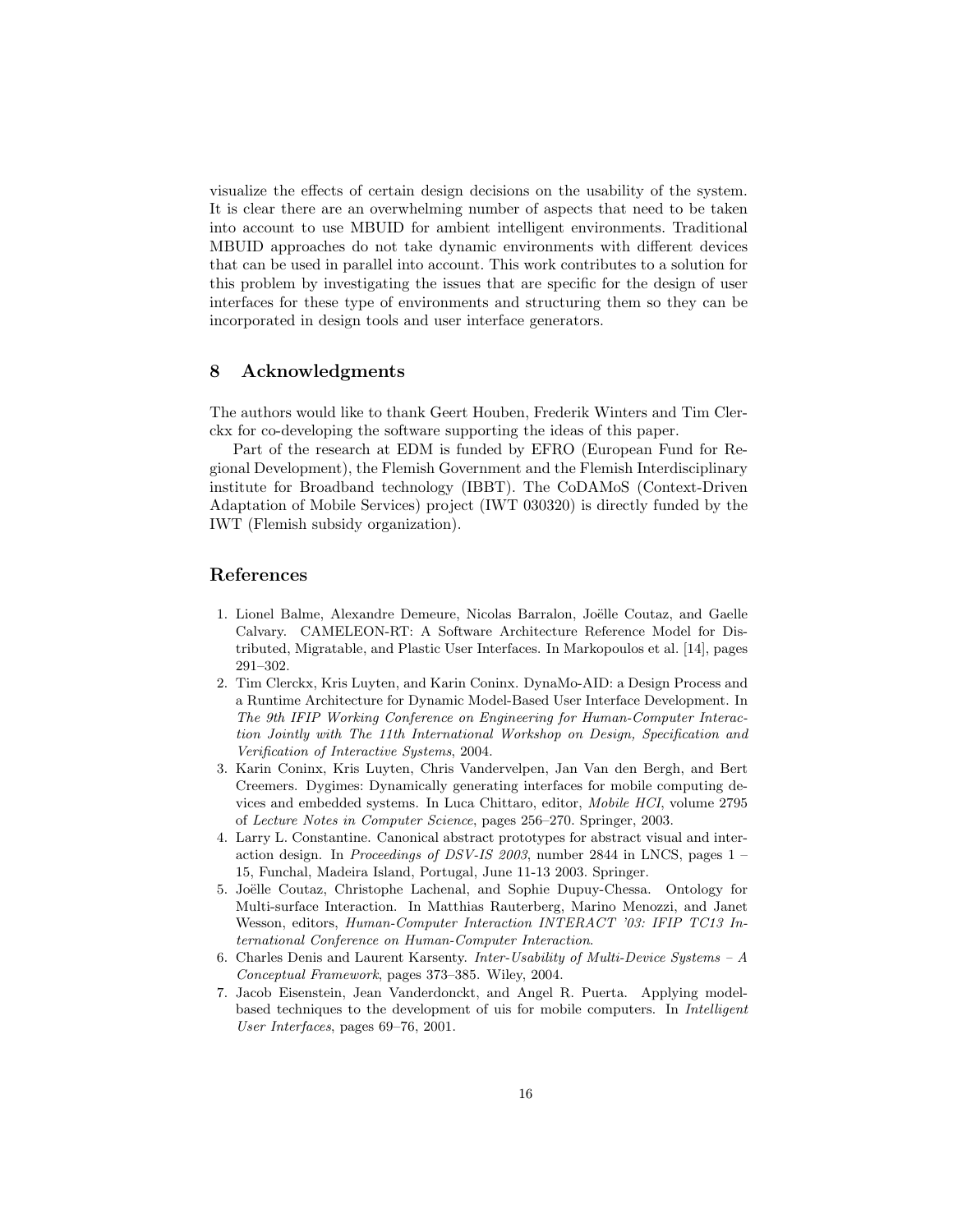visualize the effects of certain design decisions on the usability of the system. It is clear there are an overwhelming number of aspects that need to be taken into account to use MBUID for ambient intelligent environments. Traditional MBUID approaches do not take dynamic environments with different devices that can be used in parallel into account. This work contributes to a solution for this problem by investigating the issues that are specific for the design of user interfaces for these type of environments and structuring them so they can be incorporated in design tools and user interface generators.

## 8 Acknowledgments

The authors would like to thank Geert Houben, Frederik Winters and Tim Clerckx for co-developing the software supporting the ideas of this paper.

Part of the research at EDM is funded by EFRO (European Fund for Regional Development), the Flemish Government and the Flemish Interdisciplinary institute for Broadband technology (IBBT). The CoDAMoS (Context-Driven Adaptation of Mobile Services) project (IWT 030320) is directly funded by the IWT (Flemish subsidy organization).

## References

1. Lionel Balme, Alexandre Demeure, Nicolas Barralon, Joëlle Coutaz, and Gaelle Calvary. CAMELEON-RT: A Software Architecture Reference Model for Distributed, Migratable, and Plastic User Interfaces. In Markopoulos et al. [14], pages 291–302.
2. Tim Clerckx, Kris Luyten, and Karin Coninx. DynaMo-AID: a Design Process and a Runtime Architecture for Dynamic Model-Based User Interface Development. In *The 9th IFIP Working Conference on Engineering for Human-Computer Interaction Jointly with The 11th International Workshop on Design, Specification and Verification of Interactive Systems*, 2004.
3. Karin Coninx, Kris Luyten, Chris Vandervelpen, Jan Van den Bergh, and Bert Creemers. Dygimes: Dynamically generating interfaces for mobile computing devices and embedded systems. In Luca Chittaro, editor, *Mobile HCI*, volume 2795 of *Lecture Notes in Computer Science*, pages 256–270. Springer, 2003.
4. Larry L. Constantine. Canonical abstract prototypes for abstract visual and interaction design. In *Proceedings of DSV-IS 2003*, number 2844 in LNCS, pages 1 – 15, Funchal, Madeira Island, Portugal, June 11-13 2003. Springer.
5. Joëlle Coutaz, Christophe Lachenal, and Sophie Dupuy-Chessa. Ontology for Multi-surface Interaction. In Matthias Rauterberg, Marino Menozzi, and Janet Wesson, editors, *Human-Computer Interaction INTERACT '03: IFIP TC13 International Conference on Human-Computer Interaction*.
6. Charles Denis and Laurent Karsenty. *Inter-Usability of Multi-Device Systems – A Conceptual Framework*, pages 373–385. Wiley, 2004.
7. Jacob Eisenstein, Jean Vanderdonckt, and Angel R. Puerta. Applying model-based techniques to the development of uis for mobile computers. In *Intelligent User Interfaces*, pages 69–76, 2001.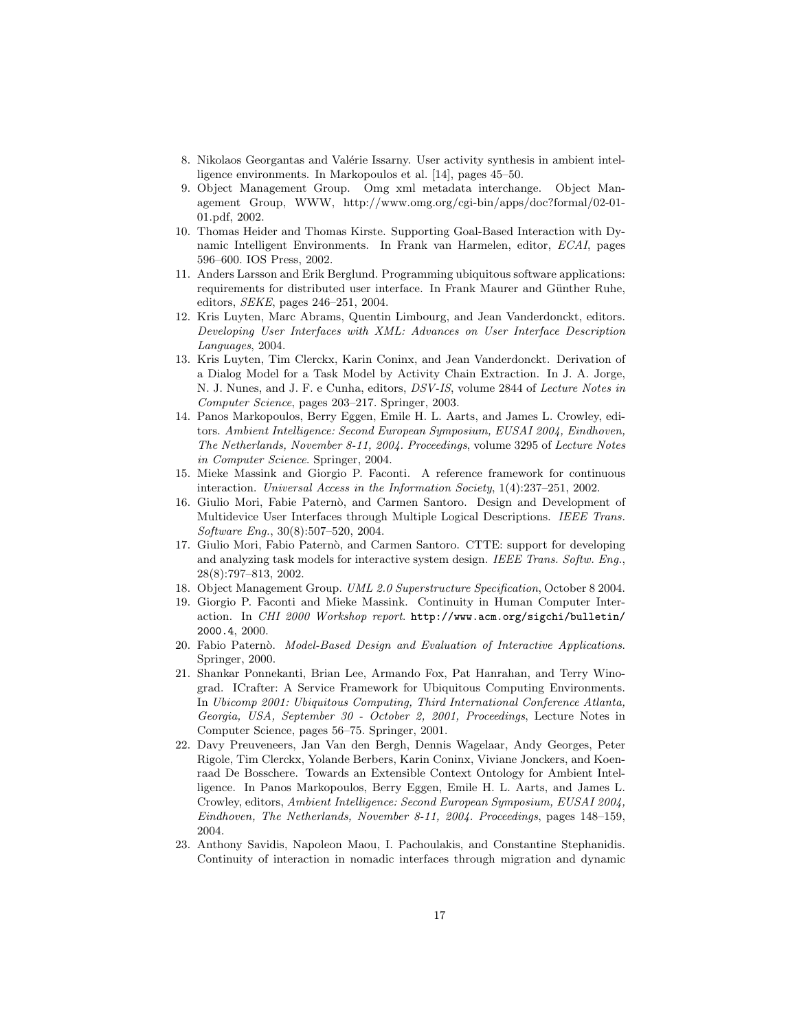8. Nikolaos Georgantas and Valérie Issarny. User activity synthesis in ambient intelligence environments. In Markopoulos et al. [14], pages 45–50.
9. Object Management Group. Omg xml metadata interchange. Object Management Group, WWW, http://www.omg.org/cgi-bin/apps/doc?formal/02-01-01.pdf, 2002.
10. Thomas Heider and Thomas Kirste. Supporting Goal-Based Interaction with Dynamic Intelligent Environments. In Frank van Harmelen, editor, *ECAI*, pages 596–600. IOS Press, 2002.
11. Anders Larsson and Erik Berglund. Programming ubiquitous software applications: requirements for distributed user interface. In Frank Maurer and Günther Ruhe, editors, *SEKE*, pages 246–251, 2004.
12. Kris Luyten, Marc Abrams, Quentin Limbourg, and Jean Vanderdonckt, editors. *Developing User Interfaces with XML: Advances on User Interface Description Languages*, 2004.
13. Kris Luyten, Tim Clerckx, Karin Coninx, and Jean Vanderdonckt. Derivation of a Dialog Model for a Task Model by Activity Chain Extraction. In J. A. Jorge, N. J. Nunes, and J. F. e Cunha, editors, *DSV-IS*, volume 2844 of *Lecture Notes in Computer Science*, pages 203–217. Springer, 2003.
14. Panos Markopoulos, Berry Eggen, Emile H. L. Aarts, and James L. Crowley, editors. *Ambient Intelligence: Second European Symposium, EUSAI 2004, Eindhoven, The Netherlands, November 8-11, 2004. Proceedings*, volume 3295 of *Lecture Notes in Computer Science*. Springer, 2004.
15. Mieke Massink and Giorgio P. Faconti. A reference framework for continuous interaction. *Universal Access in the Information Society*, 1(4):237–251, 2002.
16. Giulio Mori, Fabie Paternò, and Carmen Santoro. Design and Development of Multidevice User Interfaces through Multiple Logical Descriptions. *IEEE Trans. Software Eng.*, 30(8):507–520, 2004.
17. Giulio Mori, Fabio Paternò, and Carmen Santoro. CTTE: support for developing and analyzing task models for interactive system design. *IEEE Trans. Softw. Eng.*, 28(8):797–813, 2002.
18. Object Management Group. *UML 2.0 Superstructure Specification*, October 8 2004.
19. Giorgio P. Faconti and Mieke Massink. Continuity in Human Computer Interaction. In *CHI 2000 Workshop report*. `http://www.acm.org/sigchi/bulletin/2000.4`, 2000.
20. Fabio Paternò. *Model-Based Design and Evaluation of Interactive Applications*. Springer, 2000.
21. Shankar Ponnekanti, Brian Lee, Armando Fox, Pat Hanrahan, and Terry Winograd. ICrafter: A Service Framework for Ubiquitous Computing Environments. In *Ubicomp 2001: Ubiquitous Computing, Third International Conference Atlanta, Georgia, USA, September 30 - October 2, 2001, Proceedings*, Lecture Notes in Computer Science, pages 56–75. Springer, 2001.
22. Davy Preuveneers, Jan Van den Bergh, Dennis Wagelaar, Andy Georges, Peter Rigole, Tim Clerckx, Yolande Berbers, Karin Coninx, Viviane Jonckers, and Koenraad De Bosschere. Towards an Extensible Context Ontology for Ambient Intelligence. In Panos Markopoulos, Berry Eggen, Emile H. L. Aarts, and James L. Crowley, editors, *Ambient Intelligence: Second European Symposium, EUSAI 2004, Eindhoven, The Netherlands, November 8-11, 2004. Proceedings*, pages 148–159, 2004.
23. Anthony Savidis, Napoleon Maou, I. Pachoulakis, and Constantine Stephanidis. Continuity of interaction in nomadic interfaces through migration and dynamic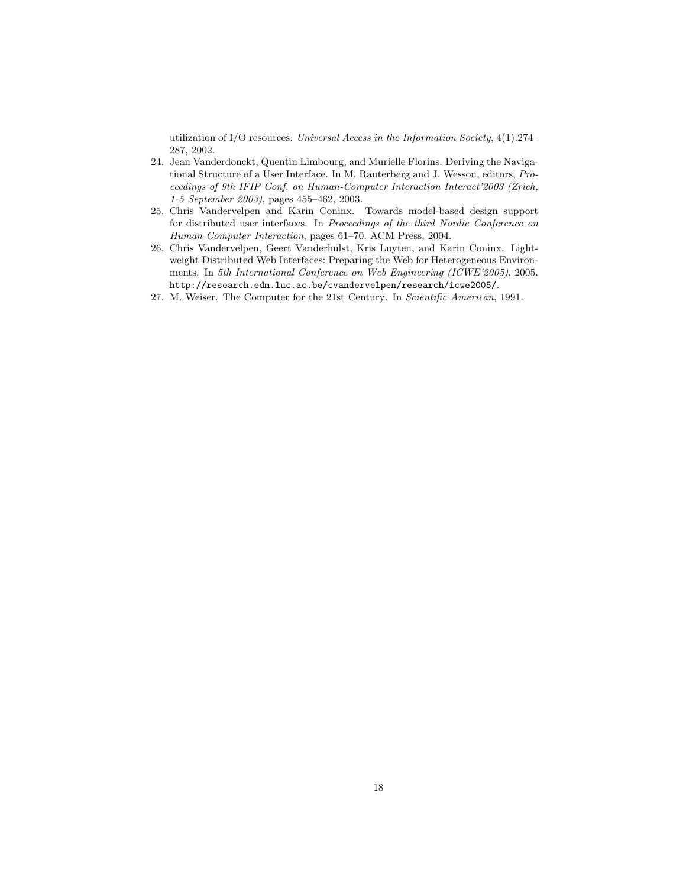utilization of I/O resources. *Universal Access in the Information Society*, 4(1):274–287, 2002.

24. Jean Vanderdonckt, Quentin Limbourg, and Murielle Florins. Deriving the Navigational Structure of a User Interface. In M. Rauterberg and J. Wesson, editors, *Proceedings of 9th IFIP Conf. on Human-Computer Interaction Interact'2003 (Zrich, 1-5 September 2003)*, pages 455–462, 2003.
25. Chris Vandervelpen and Karin Coninx. Towards model-based design support for distributed user interfaces. In *Proceedings of the third Nordic Conference on Human-Computer Interaction*, pages 61–70. ACM Press, 2004.
26. Chris Vandervelpen, Geert Vanderhulst, Kris Luyten, and Karin Coninx. Lightweight Distributed Web Interfaces: Preparing the Web for Heterogeneous Environments. In *5th International Conference on Web Engineering (ICWE'2005)*, 2005. `http://research.edm.luc.ac.be/cvandervelpen/research/icwe2005/`.
27. M. Weiser. The Computer for the 21st Century. In *Scientific American*, 1991.